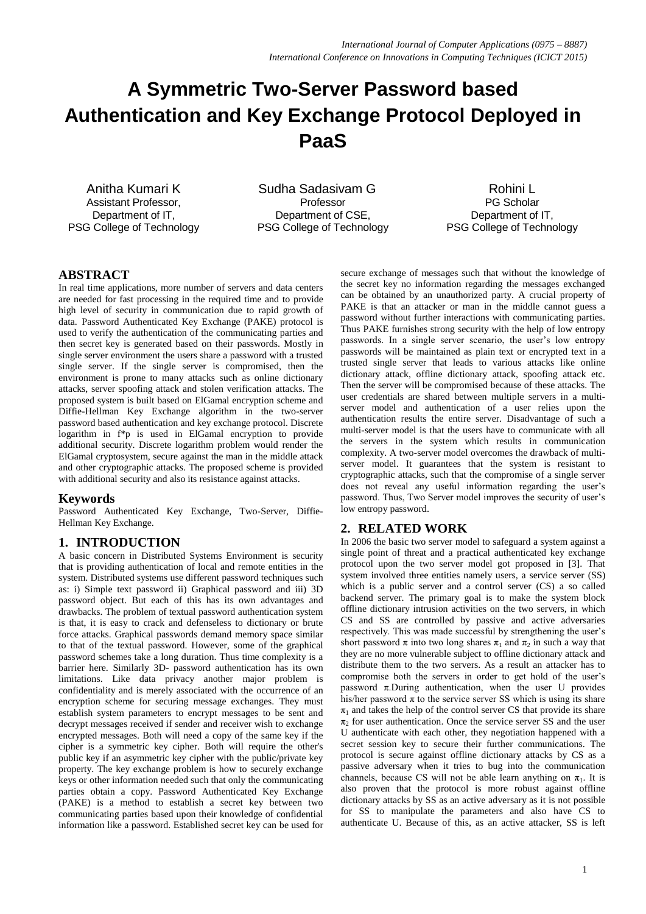# A Symmetric Two-Server Password based Authentication and Key Exchange Protocol Deployed in PaaS

Anitha Kumari K
Assistant Professor,
Department of IT,
PSG College of Technology

Sudha Sadasivam G
Professor
Department of CSE,
PSG College of Technology

Rohini L
PG Scholar
Department of IT,
PSG College of Technology

## ABSTRACT

In real time applications, more number of servers and data centers are needed for fast processing in the required time and to provide high level of security in communication due to rapid growth of data. Password Authenticated Key Exchange (PAKE) protocol is used to verify the authentication of the communicating parties and then secret key is generated based on their passwords. Mostly in single server environment the users share a password with a trusted single server. If the single server is compromised, then the environment is prone to many attacks such as online dictionary attacks, server spoofing attack and stolen verification attacks. The proposed system is built based on ElGamal encryption scheme and Diffie-Hellman Key Exchange algorithm in the two-server password based authentication and key exchange protocol. Discrete logarithm in f*p is used in ElGamal encryption to provide additional security. Discrete logarithm problem would render the ElGamal cryptosystem, secure against the man in the middle attack and other cryptographic attacks. The proposed scheme is provided with additional security and also its resistance against attacks.

### Keywords

Password Authenticated Key Exchange, Two-Server, Diffie-Hellman Key Exchange.

## 1. INTRODUCTION

A basic concern in Distributed Systems Environment is security that is providing authentication of local and remote entities in the system. Distributed systems use different password techniques such as: i) Simple text password ii) Graphical password and iii) 3D password object. But each of this has its own advantages and drawbacks. The problem of textual password authentication system is that, it is easy to crack and defenseless to dictionary or brute force attacks. Graphical passwords demand memory space similar to that of the textual password. However, some of the graphical password schemes take a long duration. Thus time complexity is a barrier here. Similarly 3D- password authentication has its own limitations. Like data privacy another major problem is confidentiality and is merely associated with the occurrence of an encryption scheme for securing message exchanges. They must establish system parameters to encrypt messages to be sent and decrypt messages received if sender and receiver wish to exchange encrypted messages. Both will need a copy of the same key if the cipher is a symmetric key cipher. Both will require the other's public key if an asymmetric key cipher with the public/private key property. The key exchange problem is how to securely exchange keys or other information needed such that only the communicating parties obtain a copy. Password Authenticated Key Exchange (PAKE) is a method to establish a secret key between two communicating parties based upon their knowledge of confidential information like a password. Established secret key can be used for secure exchange of messages such that without the knowledge of the secret key no information regarding the messages exchanged can be obtained by an unauthorized party. A crucial property of PAKE is that an attacker or man in the middle cannot guess a password without further interactions with communicating parties. Thus PAKE furnishes strong security with the help of low entropy passwords. In a single server scenario, the user's low entropy passwords will be maintained as plain text or encrypted text in a trusted single server that leads to various attacks like online dictionary attack, offline dictionary attack, spoofing attack etc. Then the server will be compromised because of these attacks. The user credentials are shared between multiple servers in a multi-server model and authentication of a user relies upon the authentication results the entire server. Disadvantage of such a multi-server model is that the users have to communicate with all the servers in the system which results in communication complexity. A two-server model overcomes the drawback of multi-server model. It guarantees that the system is resistant to cryptographic attacks, such that the compromise of a single server does not reveal any useful information regarding the user's password. Thus, Two Server model improves the security of user's low entropy password.

## 2. RELATED WORK

In 2006 the basic two server model to safeguard a system against a single point of threat and a practical authenticated key exchange protocol upon the two server model got proposed in [3]. That system involved three entities namely users, a service server (SS) which is a public server and a control server (CS) a so called backend server. The primary goal is to make the system block offline dictionary intrusion activities on the two servers, in which CS and SS are controlled by passive and active adversaries respectively. This was made successful by strengthening the user's short password $\pi$ into two long shares $\pi_1$ and $\pi_2$ in such a way that they are no more vulnerable subject to offline dictionary attack and distribute them to the two servers. As a result an attacker has to compromise both the servers in order to get hold of the user's password $\pi$.During authentication, when the user U provides his/her password $\pi$ to the service server SS which is using its share $\pi_1$ and takes the help of the control server CS that provide its share $\pi_2$ for user authentication. Once the service server SS and the user U authenticate with each other, they negotiation happened with a secret session key to secure their further communications. The protocol is secure against offline dictionary attacks by CS as a passive adversary when it tries to bug into the communication channels, because CS will not be able learn anything on $\pi_1$. It is also proven that the protocol is more robust against offline dictionary attacks by SS as an active adversary as it is not possible for SS to manipulate the parameters and also have CS to authenticate U. Because of this, as an active attacker, SS is left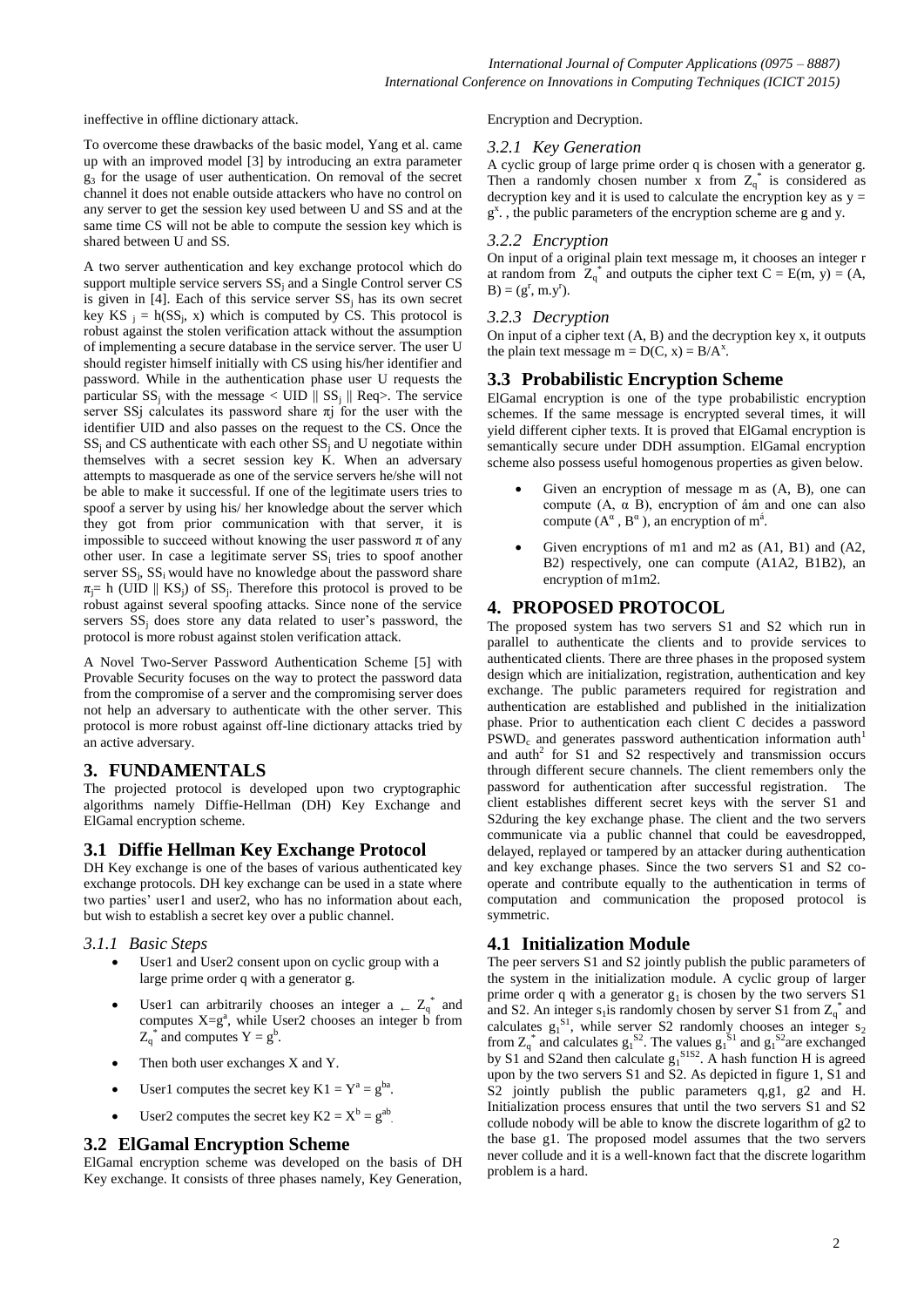ineffective in offline dictionary attack.

To overcome these drawbacks of the basic model, Yang et al. came up with an improved model [3] by introducing an extra parameter $g_3$ for the usage of user authentication. On removal of the secret channel it does not enable outside attackers who have no control on any server to get the session key used between U and SS and at the same time CS will not be able to compute the session key which is shared between U and SS.

A two server authentication and key exchange protocol which do support multiple service servers $SS_j$ and a Single Control server CS is given in [4]. Each of this service server $SS_j$ has its own secret key $KS_j = h(SS_j, x)$ which is computed by CS. This protocol is robust against the stolen verification attack without the assumption of implementing a secure database in the service server. The user U should register himself initially with CS using his/her identifier and password. While in the authentication phase user U requests the particular $SS_j$ with the message $< UID \| SS_j \| Req>$. The service server SSj calculates its password share $\pi$j for the user with the identifier UID and also passes on the request to the CS. Once the $SS_j$ and CS authenticate with each other $SS_j$ and U negotiate within themselves with a secret session key K. When an adversary attempts to masquerade as one of the service servers he/she will not be able to make it successful. If one of the legitimate users tries to spoof a server by using his/ her knowledge about the server which they got from prior communication with that server, it is impossible to succeed without knowing the user password $\pi$ of any other user. In case a legitimate server $SS_i$ tries to spoof another server $SS_j$, $SS_i$ would have no knowledge about the password share $\pi_j = h(UID \| KS_j)$ of $SS_j$. Therefore this protocol is proved to be robust against several spoofing attacks. Since none of the service servers $SS_j$ does store any data related to user's password, the protocol is more robust against stolen verification attack.

A Novel Two-Server Password Authentication Scheme [5] with Provable Security focuses on the way to protect the password data from the compromise of a server and the compromising server does not help an adversary to authenticate with the other server. This protocol is more robust against off-line dictionary attacks tried by an active adversary.

# 3. FUNDAMENTALS

The projected protocol is developed upon two cryptographic algorithms namely Diffie-Hellman (DH) Key Exchange and ElGamal encryption scheme.

## 3.1 Diffie Hellman Key Exchange Protocol

DH Key exchange is one of the bases of various authenticated key exchange protocols. DH key exchange can be used in a state where two parties' user1 and user2, who has no information about each, but wish to establish a secret key over a public channel.

### *3.1.1 Basic Steps*

- User1 and User2 consent upon on cyclic group with a large prime order q with a generator g.
- User1 can arbitrarily chooses an integer a $\leftarrow Z_q^*$ and computes $X=g^a$, while User2 chooses an integer b from $Z_q^*$ and computes $Y = g^b$.
- Then both user exchanges X and Y.
- User1 computes the secret key $K1 = Y^a = g^{ba}$.
- User2 computes the secret key $K2 = X^b = g^{ab}$.

## 3.2 ElGamal Encryption Scheme

ElGamal encryption scheme was developed on the basis of DH Key exchange. It consists of three phases namely, Key Generation, Encryption and Decryption.

### *3.2.1 Key Generation*

A cyclic group of large prime order q is chosen with a generator g. Then a randomly chosen number x from $Z_q^*$ is considered as decryption key and it is used to calculate the encryption key as $y = g^x$. , the public parameters of the encryption scheme are g and y.

### *3.2.2 Encryption*

On input of a original plain text message m, it chooses an integer r at random from $Z_q^*$ and outputs the cipher text $C = E(m, y) = (A, B) = (g^r, m.y^r)$.

### *3.2.3 Decryption*

On input of a cipher text (A, B) and the decryption key x, it outputs the plain text message $m = D(C, x) = B/A^x$.

## 3.3 Probabilistic Encryption Scheme

ElGamal encryption is one of the type probabilistic encryption schemes. If the same message is encrypted several times, it will yield different cipher texts. It is proved that ElGamal encryption is semantically secure under DDH assumption. ElGamal encryption scheme also possess useful homogenous properties as given below.

- Given an encryption of message m as (A, B), one can compute (A, $\alpha$ B), encryption of ám and one can also compute $(A^\alpha, B^\alpha)$, an encryption of $m^á$.
- Given encryptions of m1 and m2 as (A1, B1) and (A2, B2) respectively, one can compute (A1A2, B1B2), an encryption of m1m2.

# 4. PROPOSED PROTOCOL

The proposed system has two servers S1 and S2 which run in parallel to authenticate the clients and to provide services to authenticated clients. There are three phases in the proposed system design which are initialization, registration, authentication and key exchange. The public parameters required for registration and authentication are established and published in the initialization phase. Prior to authentication each client C decides a password $PSWD_c$ and generates password authentication information $auth^1$ and $auth^2$ for S1 and S2 respectively and transmission occurs through different secure channels. The client remembers only the password for authentication after successful registration. The client establishes different secret keys with the server S1 and S2during the key exchange phase. The client and the two servers communicate via a public channel that could be eavesdropped, delayed, replayed or tampered by an attacker during authentication and key exchange phases. Since the two servers S1 and S2 co-operate and contribute equally to the authentication in terms of computation and communication the proposed protocol is symmetric.

## 4.1 Initialization Module

The peer servers S1 and S2 jointly publish the public parameters of the system in the initialization module. A cyclic group of larger prime order q with a generator $g_1$ is chosen by the two servers S1 and S2. An integer $s_1$is randomly chosen by server S1 from $Z_q^*$ and calculates $g_1^{S1}$, while server S2 randomly chooses an integer $s_2$ from $Z_q^*$ and calculates $g_1^{S2}$. The values $g_1^{S1}$ and $g_1^{S2}$are exchanged by S1 and S2and then calculate $g_1^{S1S2}$. A hash function H is agreed upon by the two servers S1 and S2. As depicted in figure 1, S1 and S2 jointly publish the public parameters q,g1, g2 and H. Initialization process ensures that until the two servers S1 and S2 collude nobody will be able to know the discrete logarithm of g2 to the base g1. The proposed model assumes that the two servers never collude and it is a well-known fact that the discrete logarithm problem is a hard.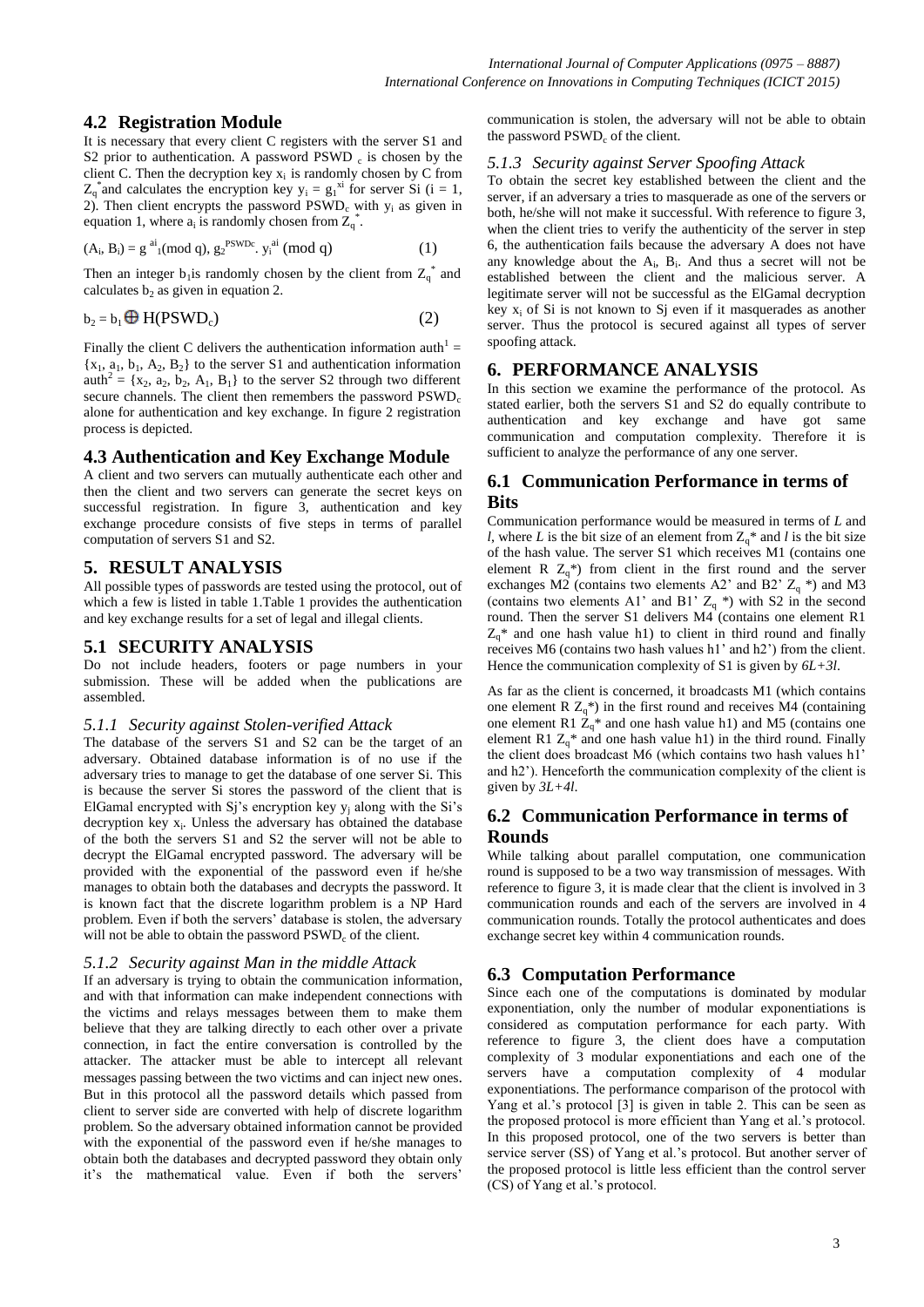## 4.2 Registration Module

It is necessary that every client C registers with the server S1 and S2 prior to authentication. A password $PSWD_c$ is chosen by the client C. Then the decryption key $x_i$ is randomly chosen by C from $Z_q^*$ and calculates the encryption key $y_i = g_1^{x_i}$ for server Si (i = 1, 2). Then client encrypts the password $PSWD_c$ with $y_i$ as given in equation 1, where $a_i$ is randomly chosen from $Z_q^*$.

$$(A_i, B_i) = g^{a_i}{}_1 (\text{mod } q),\ g_2^{PSWDc}.\ y_i^{a_i}\ (\text{mod } q) \quad (1)$$

Then an integer $b_1$ is randomly chosen by the client from $Z_q^*$ and calculates $b_2$ as given in equation 2.

$$b_2 = b_1 \oplus H(PSWD_c) \quad (2)$$

Finally the client C delivers the authentication information $auth^1 = \{x_1, a_1, b_1, A_2, B_2\}$ to the server S1 and authentication information $auth^2 = \{x_2, a_2, b_2, A_1, B_1\}$ to the server S2 through two different secure channels. The client then remembers the password $PSWD_c$ alone for authentication and key exchange. In figure 2 registration process is depicted.

## 4.3 Authentication and Key Exchange Module

A client and two servers can mutually authenticate each other and then the client and two servers can generate the secret keys on successful registration. In figure 3, authentication and key exchange procedure consists of five steps in terms of parallel computation of servers S1 and S2.

# 5. RESULT ANALYSIS

All possible types of passwords are tested using the protocol, out of which a few is listed in table 1.Table 1 provides the authentication and key exchange results for a set of legal and illegal clients.

## 5.1 SECURITY ANALYSIS

Do not include headers, footers or page numbers in your submission. These will be added when the publications are assembled.

### *5.1.1 Security against Stolen-verified Attack*

The database of the servers S1 and S2 can be the target of an adversary. Obtained database information is of no use if the adversary tries to manage to get the database of one server Si. This is because the server Si stores the password of the client that is ElGamal encrypted with Sj's encryption key $y_j$ along with the Si's decryption key $x_i$. Unless the adversary has obtained the database of the both the servers S1 and S2 the server will not be able to decrypt the ElGamal encrypted password. The adversary will be provided with the exponential of the password even if he/she manages to obtain both the databases and decrypts the password. It is known fact that the discrete logarithm problem is a NP Hard problem. Even if both the servers' database is stolen, the adversary will not be able to obtain the password $PSWD_c$ of the client.

### *5.1.2 Security against Man in the middle Attack*

If an adversary is trying to obtain the communication information, and with that information can make independent connections with the victims and relays messages between them to make them believe that they are talking directly to each other over a private connection, in fact the entire conversation is controlled by the attacker. The attacker must be able to intercept all relevant messages passing between the two victims and can inject new ones. But in this protocol all the password details which passed from client to server side are converted with help of discrete logarithm problem. So the adversary obtained information cannot be provided with the exponential of the password even if he/she manages to obtain both the databases and decrypted password they obtain only it's the mathematical value. Even if both the servers' communication is stolen, the adversary will not be able to obtain the password $PSWD_c$ of the client.

### *5.1.3 Security against Server Spoofing Attack*

To obtain the secret key established between the client and the server, if an adversary a tries to masquerade as one of the servers or both, he/she will not make it successful. With reference to figure 3, when the client tries to verify the authenticity of the server in step 6, the authentication fails because the adversary A does not have any knowledge about the $A_i$, $B_i$. And thus a secret will not be established between the client and the malicious server. A legitimate server will not be successful as the ElGamal decryption key $x_i$ of Si is not known to Sj even if it masquerades as another server. Thus the protocol is secured against all types of server spoofing attack.

# 6. PERFORMANCE ANALYSIS

In this section we examine the performance of the protocol. As stated earlier, both the servers S1 and S2 do equally contribute to authentication and key exchange and have got same communication and computation complexity. Therefore it is sufficient to analyze the performance of any one server.

## 6.1 Communication Performance in terms of Bits

Communication performance would be measured in terms of *L* and *l*, where *L* is the bit size of an element from $Z_q$* and *l* is the bit size of the hash value. The server S1 which receives M1 (contains one element R $Z_q$*) from client in the first round and the server exchanges M2 (contains two elements A2' and B2' $Z_q$ *) and M3 (contains two elements A1' and B1' $Z_q$ *) with S2 in the second round. Then the server S1 delivers M4 (contains one element R1 $Z_q$* and one hash value h1) to client in third round and finally receives M6 (contains two hash values h1' and h2') from the client. Hence the communication complexity of S1 is given by *6L+3l*.

As far as the client is concerned, it broadcasts M1 (which contains one element R $Z_q$*) in the first round and receives M4 (containing one element R1 $Z_q$* and one hash value h1) and M5 (contains one element R1 $Z_q$* and one hash value h1) in the third round. Finally the client does broadcast M6 (which contains two hash values h1' and h2'). Henceforth the communication complexity of the client is given by *3L+4l*.

## 6.2 Communication Performance in terms of Rounds

While talking about parallel computation, one communication round is supposed to be a two way transmission of messages. With reference to figure 3, it is made clear that the client is involved in 3 communication rounds and each of the servers are involved in 4 communication rounds. Totally the protocol authenticates and does exchange secret key within 4 communication rounds.

## 6.3 Computation Performance

Since each one of the computations is dominated by modular exponentiation, only the number of modular exponentiations is considered as computation performance for each party. With reference to figure 3, the client does have a computation complexity of 3 modular exponentiations and each one of the servers have a computation complexity of 4 modular exponentiations. The performance comparison of the protocol with Yang et al.'s protocol [3] is given in table 2. This can be seen as the proposed protocol is more efficient than Yang et al.'s protocol. In this proposed protocol, one of the two servers is better than service server (SS) of Yang et al.'s protocol. But another server of the proposed protocol is little less efficient than the control server (CS) of Yang et al.'s protocol.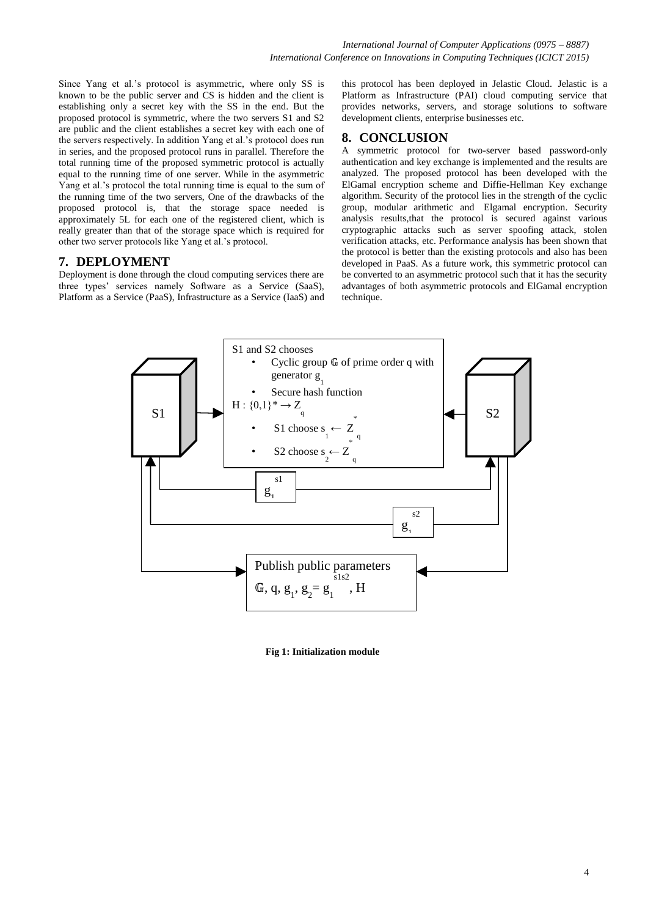Since Yang et al.'s protocol is asymmetric, where only SS is known to be the public server and CS is hidden and the client is establishing only a secret key with the SS in the end. But the proposed protocol is symmetric, where the two servers S1 and S2 are public and the client establishes a secret key with each one of the servers respectively. In addition Yang et al.'s protocol does run in series, and the proposed protocol runs in parallel. Therefore the total running time of the proposed symmetric protocol is actually equal to the running time of one server. While in the asymmetric Yang et al.'s protocol the total running time is equal to the sum of the running time of the two servers, One of the drawbacks of the proposed protocol is, that the storage space needed is approximately 5L for each one of the registered client, which is really greater than that of the storage space which is required for other two server protocols like Yang et al.'s protocol.

## 7. DEPLOYMENT

Deployment is done through the cloud computing services there are three types' services namely Software as a Service (SaaS), Platform as a Service (PaaS), Infrastructure as a Service (IaaS) and this protocol has been deployed in Jelastic Cloud. Jelastic is a Platform as Infrastructure (PAI) cloud computing service that provides networks, servers, and storage solutions to software development clients, enterprise businesses etc.

## 8. CONCLUSION

A symmetric protocol for two-server based password-only authentication and key exchange is implemented and the results are analyzed. The proposed protocol has been developed with the ElGamal encryption scheme and Diffie-Hellman Key exchange algorithm. Security of the protocol lies in the strength of the cyclic group, modular arithmetic and Elgamal encryption. Security analysis results,that the protocol is secured against various cryptographic attacks such as server spoofing attack, stolen verification attacks, etc. Performance analysis has been shown that the protocol is better than the existing protocols and also has been developed in PaaS. As a future work, this symmetric protocol can be converted to an asymmetric protocol such that it has the security advantages of both asymmetric protocols and ElGamal encryption technique.

S1 and S2 chooses
- Cyclic group $\mathbb{G}$ of prime order q with generator $g_1$
- Secure hash function

$H : \{0,1\}^* \rightarrow Z_q$
- S1 choose $s_1 \leftarrow Z_q^*$
- S2 choose $s_2 \leftarrow Z_q^*$

S1 → $g_1^{s1}$ → S2

S2 → $g_1^{s2}$ → S1

Publish public parameters
$\mathbb{G}$, q, $g_1$, $g_2 = g_1^{s1s2}$, H

**Fig 1: Initialization module**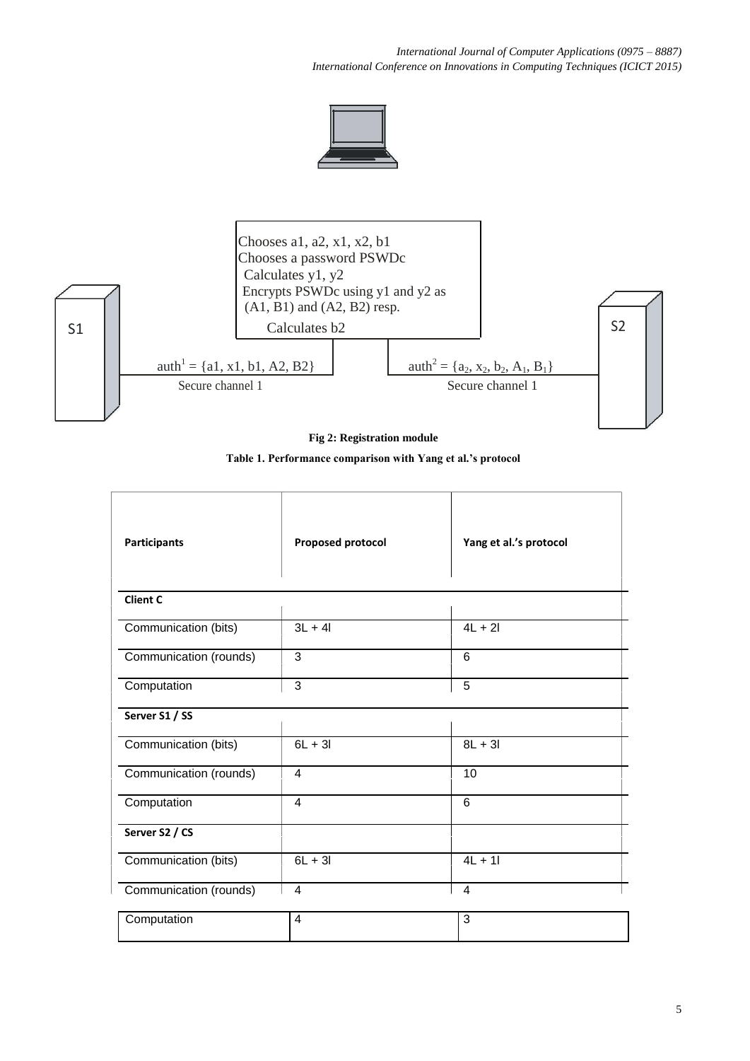Chooses a1, a2, x1, x2, b1
Chooses a password PSWDc
Calculates y1, y2
Encrypts PSWDc using y1 and y2 as (A1, B1) and (A2, B2) resp.
Calculates b2

S1

S2

$auth^1 = \{a1, x1, b1, A2, B2\}$

Secure channel 1

$auth^2 = \{a_2, x_2, b_2, A_1, B_1\}$

Secure channel 1

**Fig 2: Registration module**

**Table 1. Performance comparison with Yang et al.'s protocol**

| Participants | Proposed protocol | Yang et al.'s protocol |
|---|---|---|
| **Client C** | | |
| Communication (bits) | 3L + 4l | 4L + 2l |
| Communication (rounds) | 3 | 6 |
| Computation | 3 | 5 |
| **Server S1 / SS** | | |
| Communication (bits) | 6L + 3l | 8L + 3l |
| Communication (rounds) | 4 | 10 |
| Computation | 4 | 6 |
| **Server S2 / CS** | | |
| Communication (bits) | 6L + 3l | 4L + 1l |
| Communication (rounds) | 4 | 4 |
| Computation | 4 | 3 |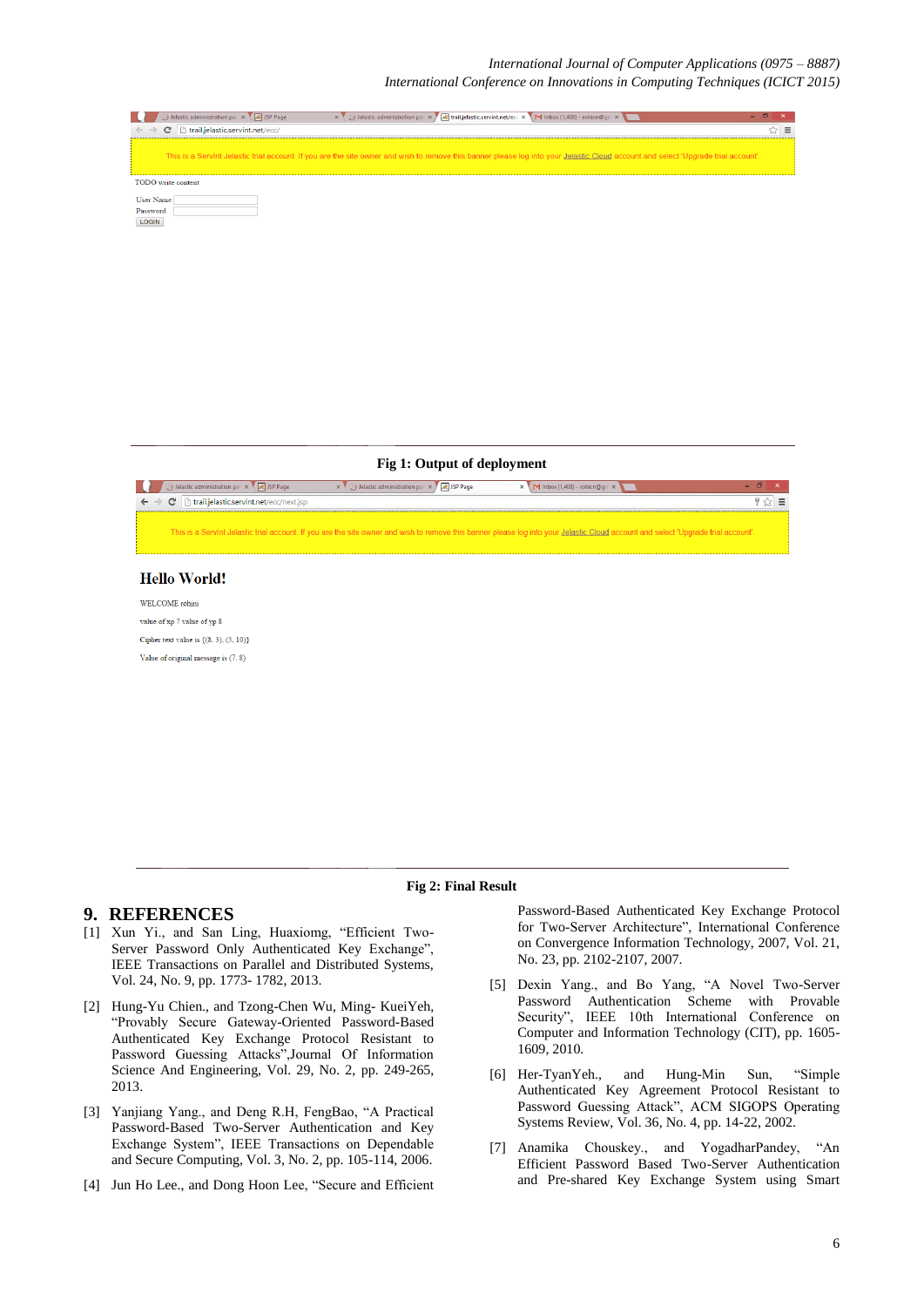Fig 1: Output of deployment

Fig 2: Final Result

## 9. REFERENCES

[1] Xun Yi., and San Ling, Huaxiomg, "Efficient Two-Server Password Only Authenticated Key Exchange", IEEE Transactions on Parallel and Distributed Systems, Vol. 24, No. 9, pp. 1773- 1782, 2013.

[2] Hung-Yu Chien., and Tzong-Chen Wu, Ming- KueiYeh, "Provably Secure Gateway-Oriented Password-Based Authenticated Key Exchange Protocol Resistant to Password Guessing Attacks",Journal Of Information Science And Engineering, Vol. 29, No. 2, pp. 249-265, 2013.

[3] Yanjiang Yang., and Deng R.H, FengBao, "A Practical Password-Based Two-Server Authentication and Key Exchange System", IEEE Transactions on Dependable and Secure Computing, Vol. 3, No. 2, pp. 105-114, 2006.

[4] Jun Ho Lee., and Dong Hoon Lee, "Secure and Efficient Password-Based Authenticated Key Exchange Protocol for Two-Server Architecture", International Conference on Convergence Information Technology, 2007, Vol. 21, No. 23, pp. 2102-2107, 2007.

[5] Dexin Yang., and Bo Yang, "A Novel Two-Server Password Authentication Scheme with Provable Security", IEEE 10th International Conference on Computer and Information Technology (CIT), pp. 1605-1609, 2010.

[6] Her-TyanYeh., and Hung-Min Sun, "Simple Authenticated Key Agreement Protocol Resistant to Password Guessing Attack", ACM SIGOPS Operating Systems Review, Vol. 36, No. 4, pp. 14-22, 2002.

[7] Anamika Chouskey., and YogadharPandey, "An Efficient Password Based Two-Server Authentication and Pre-shared Key Exchange System using Smart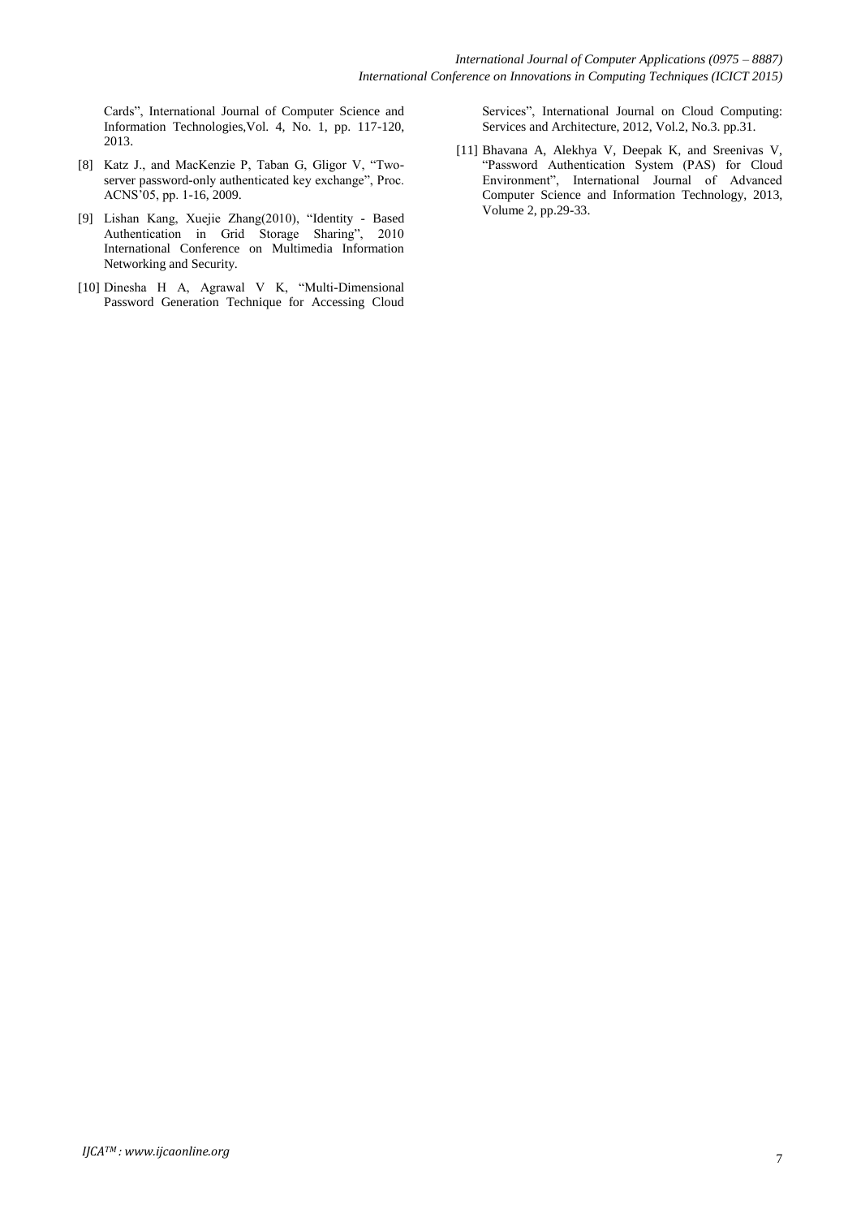Cards", International Journal of Computer Science and Information Technologies,Vol. 4, No. 1, pp. 117-120, 2013.

[8] Katz J., and MacKenzie P, Taban G, Gligor V, "Two-server password-only authenticated key exchange", Proc. ACNS'05, pp. 1-16, 2009.

[9] Lishan Kang, Xuejie Zhang(2010), "Identity - Based Authentication in Grid Storage Sharing", 2010 International Conference on Multimedia Information Networking and Security.

[10] Dinesha H A, Agrawal V K, "Multi-Dimensional Password Generation Technique for Accessing Cloud Services", International Journal on Cloud Computing: Services and Architecture, 2012, Vol.2, No.3. pp.31.

[11] Bhavana A, Alekhya V, Deepak K, and Sreenivas V, "Password Authentication System (PAS) for Cloud Environment", International Journal of Advanced Computer Science and Information Technology, 2013, Volume 2, pp.29-33.